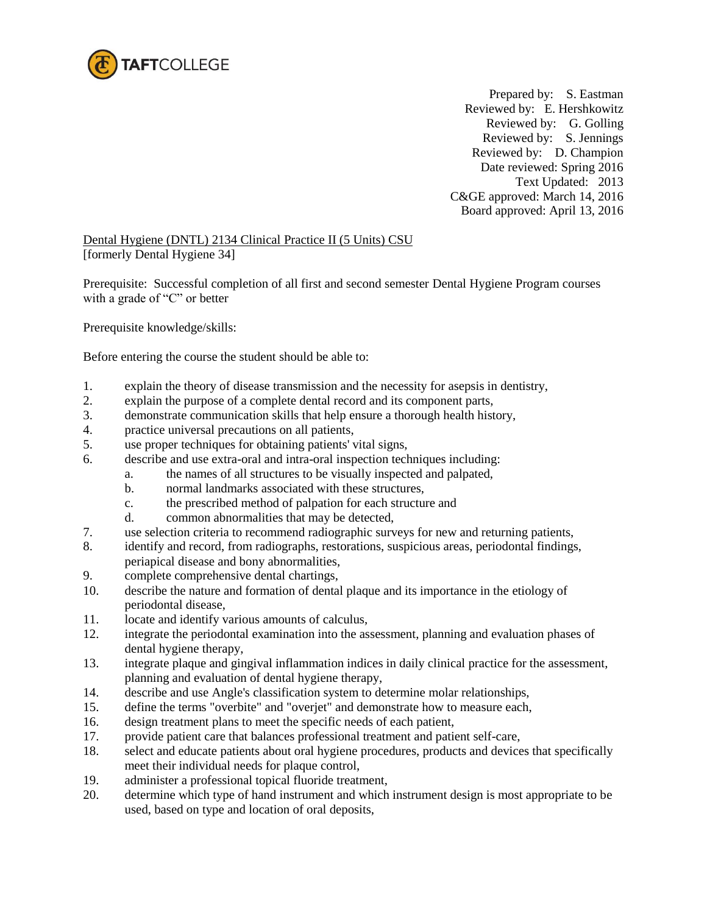TAFTCOLLEGE

Prepared by: S. Eastman
Reviewed by: E. Hershkowitz
Reviewed by: G. Golling
Reviewed by: S. Jennings
Reviewed by: D. Champion
Date reviewed: Spring 2016
Text Updated: 2013
C&GE approved: March 14, 2016
Board approved: April 13, 2016

Dental Hygiene (DNTL) 2134 Clinical Practice II (5 Units) CSU
[formerly Dental Hygiene 34]

Prerequisite: Successful completion of all first and second semester Dental Hygiene Program courses with a grade of "C" or better

Prerequisite knowledge/skills:

Before entering the course the student should be able to:

1. explain the theory of disease transmission and the necessity for asepsis in dentistry,
2. explain the purpose of a complete dental record and its component parts,
3. demonstrate communication skills that help ensure a thorough health history,
4. practice universal precautions on all patients,
5. use proper techniques for obtaining patients' vital signs,
6. describe and use extra-oral and intra-oral inspection techniques including:
   a. the names of all structures to be visually inspected and palpated,
   b. normal landmarks associated with these structures,
   c. the prescribed method of palpation for each structure and
   d. common abnormalities that may be detected,
7. use selection criteria to recommend radiographic surveys for new and returning patients,
8. identify and record, from radiographs, restorations, suspicious areas, periodontal findings, periapical disease and bony abnormalities,
9. complete comprehensive dental chartings,
10. describe the nature and formation of dental plaque and its importance in the etiology of periodontal disease,
11. locate and identify various amounts of calculus,
12. integrate the periodontal examination into the assessment, planning and evaluation phases of dental hygiene therapy,
13. integrate plaque and gingival inflammation indices in daily clinical practice for the assessment, planning and evaluation of dental hygiene therapy,
14. describe and use Angle's classification system to determine molar relationships,
15. define the terms "overbite" and "overjet" and demonstrate how to measure each,
16. design treatment plans to meet the specific needs of each patient,
17. provide patient care that balances professional treatment and patient self-care,
18. select and educate patients about oral hygiene procedures, products and devices that specifically meet their individual needs for plaque control,
19. administer a professional topical fluoride treatment,
20. determine which type of hand instrument and which instrument design is most appropriate to be used, based on type and location of oral deposits,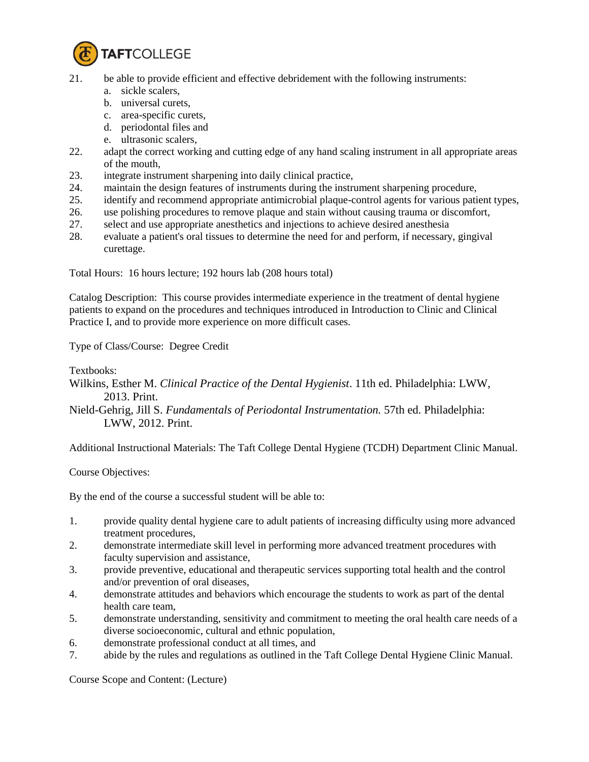21. be able to provide efficient and effective debridement with the following instruments:
    a. sickle scalers,
    b. universal curets,
    c. area-specific curets,
    d. periodontal files and
    e. ultrasonic scalers,
22. adapt the correct working and cutting edge of any hand scaling instrument in all appropriate areas of the mouth,
23. integrate instrument sharpening into daily clinical practice,
24. maintain the design features of instruments during the instrument sharpening procedure,
25. identify and recommend appropriate antimicrobial plaque-control agents for various patient types,
26. use polishing procedures to remove plaque and stain without causing trauma or discomfort,
27. select and use appropriate anesthetics and injections to achieve desired anesthesia
28. evaluate a patient's oral tissues to determine the need for and perform, if necessary, gingival curettage.

Total Hours: 16 hours lecture; 192 hours lab (208 hours total)

Catalog Description: This course provides intermediate experience in the treatment of dental hygiene patients to expand on the procedures and techniques introduced in Introduction to Clinic and Clinical Practice I, and to provide more experience on more difficult cases.

Type of Class/Course: Degree Credit

Textbooks:

Wilkins, Esther M. *Clinical Practice of the Dental Hygienist*. 11th ed. Philadelphia: LWW, 2013. Print.

Nield-Gehrig, Jill S. *Fundamentals of Periodontal Instrumentation.* 57th ed. Philadelphia: LWW, 2012. Print.

Additional Instructional Materials: The Taft College Dental Hygiene (TCDH) Department Clinic Manual.

Course Objectives:

By the end of the course a successful student will be able to:

1. provide quality dental hygiene care to adult patients of increasing difficulty using more advanced treatment procedures,
2. demonstrate intermediate skill level in performing more advanced treatment procedures with faculty supervision and assistance,
3. provide preventive, educational and therapeutic services supporting total health and the control and/or prevention of oral diseases,
4. demonstrate attitudes and behaviors which encourage the students to work as part of the dental health care team,
5. demonstrate understanding, sensitivity and commitment to meeting the oral health care needs of a diverse socioeconomic, cultural and ethnic population,
6. demonstrate professional conduct at all times, and
7. abide by the rules and regulations as outlined in the Taft College Dental Hygiene Clinic Manual.

Course Scope and Content: (Lecture)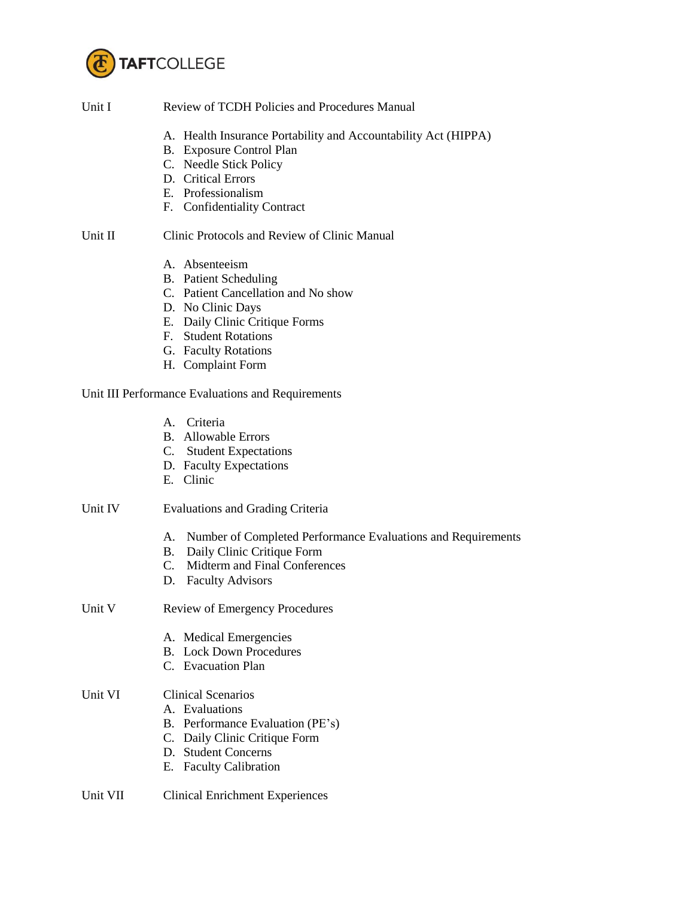Unit I Review of TCDH Policies and Procedures Manual

A. Health Insurance Portability and Accountability Act (HIPPA)
B. Exposure Control Plan
C. Needle Stick Policy
D. Critical Errors
E. Professionalism
F. Confidentiality Contract

Unit II Clinic Protocols and Review of Clinic Manual

A. Absenteeism
B. Patient Scheduling
C. Patient Cancellation and No show
D. No Clinic Days
E. Daily Clinic Critique Forms
F. Student Rotations
G. Faculty Rotations
H. Complaint Form

Unit III Performance Evaluations and Requirements

A. Criteria
B. Allowable Errors
C. Student Expectations
D. Faculty Expectations
E. Clinic

Unit IV Evaluations and Grading Criteria

A. Number of Completed Performance Evaluations and Requirements
B. Daily Clinic Critique Form
C. Midterm and Final Conferences
D. Faculty Advisors

Unit V Review of Emergency Procedures

A. Medical Emergencies
B. Lock Down Procedures
C. Evacuation Plan

Unit VI Clinical Scenarios

A. Evaluations
B. Performance Evaluation (PE's)
C. Daily Clinic Critique Form
D. Student Concerns
E. Faculty Calibration

Unit VII Clinical Enrichment Experiences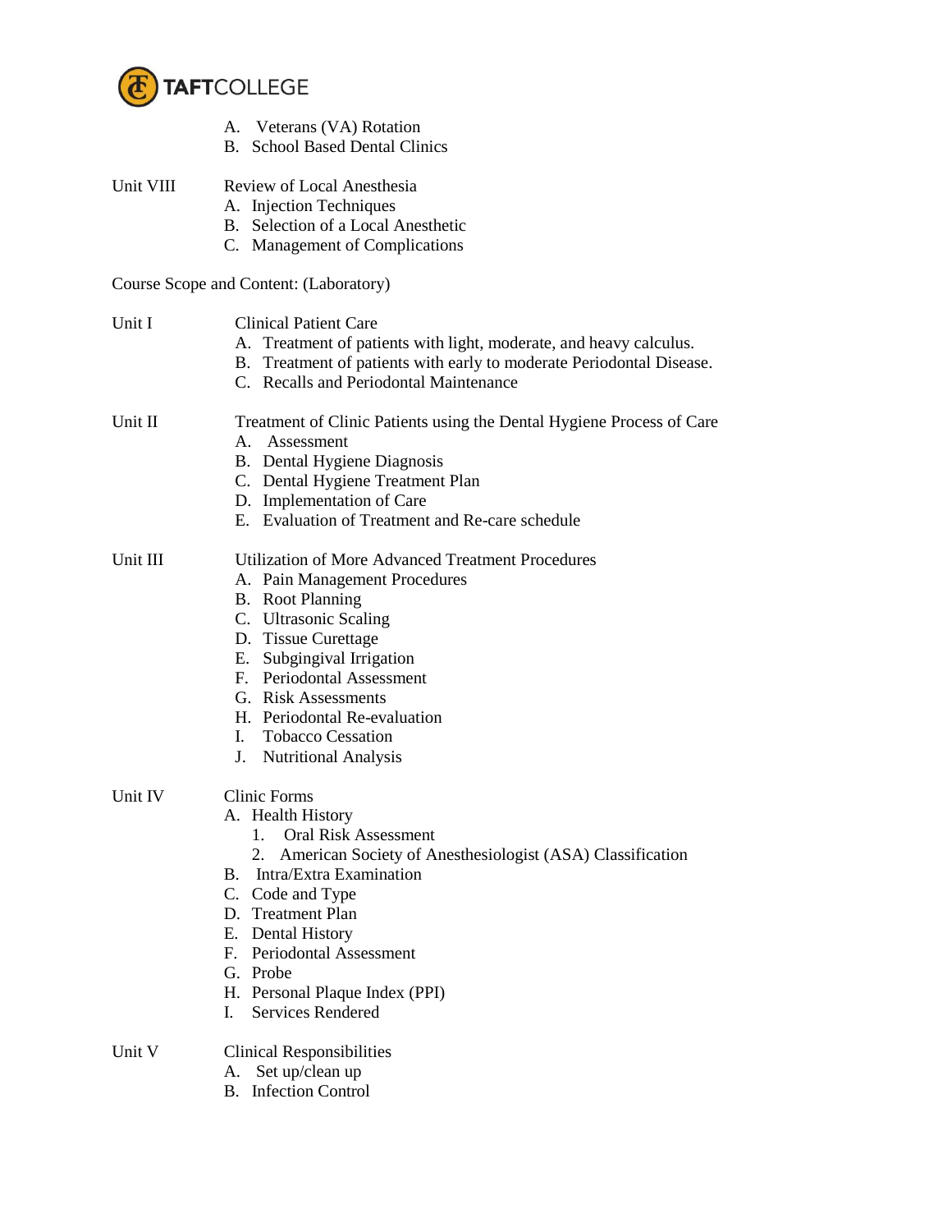A. Veterans (VA) Rotation
B. School Based Dental Clinics

Unit VIII Review of Local Anesthesia
A. Injection Techniques
B. Selection of a Local Anesthetic
C. Management of Complications

Course Scope and Content: (Laboratory)

Unit I Clinical Patient Care
A. Treatment of patients with light, moderate, and heavy calculus.
B. Treatment of patients with early to moderate Periodontal Disease.
C. Recalls and Periodontal Maintenance

Unit II Treatment of Clinic Patients using the Dental Hygiene Process of Care
A. Assessment
B. Dental Hygiene Diagnosis
C. Dental Hygiene Treatment Plan
D. Implementation of Care
E. Evaluation of Treatment and Re-care schedule

Unit III Utilization of More Advanced Treatment Procedures
A. Pain Management Procedures
B. Root Planning
C. Ultrasonic Scaling
D. Tissue Curettage
E. Subgingival Irrigation
F. Periodontal Assessment
G. Risk Assessments
H. Periodontal Re-evaluation
I. Tobacco Cessation
J. Nutritional Analysis

Unit IV Clinic Forms
A. Health History
1. Oral Risk Assessment
2. American Society of Anesthesiologist (ASA) Classification
B. Intra/Extra Examination
C. Code and Type
D. Treatment Plan
E. Dental History
F. Periodontal Assessment
G. Probe
H. Personal Plaque Index (PPI)
I. Services Rendered

Unit V Clinical Responsibilities
A. Set up/clean up
B. Infection Control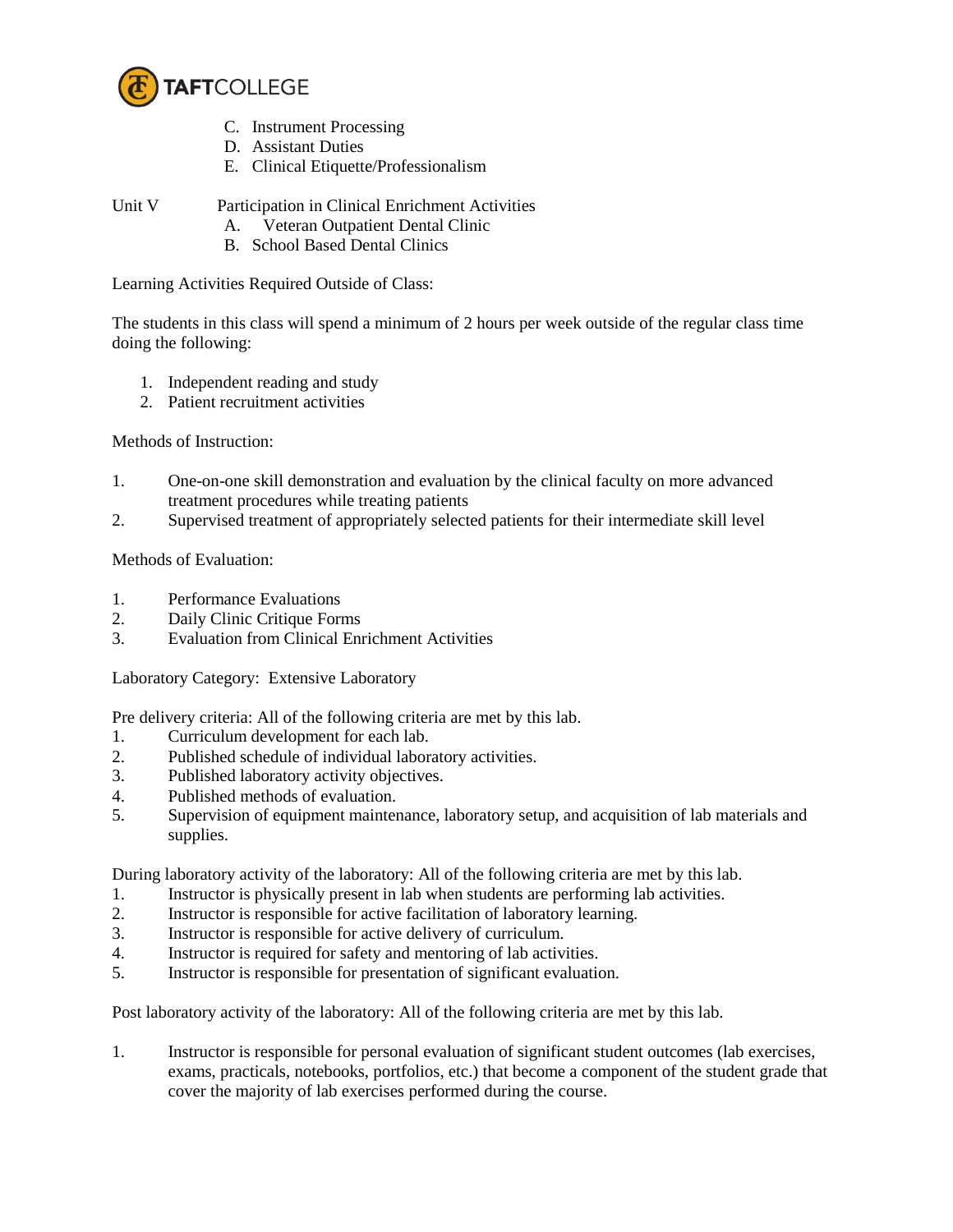C. Instrument Processing
   D. Assistant Duties
   E. Clinical Etiquette/Professionalism

Unit V Participation in Clinical Enrichment Activities

   A. Veteran Outpatient Dental Clinic
   B. School Based Dental Clinics

Learning Activities Required Outside of Class:

The students in this class will spend a minimum of 2 hours per week outside of the regular class time doing the following:

1. Independent reading and study
2. Patient recruitment activities

Methods of Instruction:

1. One-on-one skill demonstration and evaluation by the clinical faculty on more advanced treatment procedures while treating patients
2. Supervised treatment of appropriately selected patients for their intermediate skill level

Methods of Evaluation:

1. Performance Evaluations
2. Daily Clinic Critique Forms
3. Evaluation from Clinical Enrichment Activities

Laboratory Category: Extensive Laboratory

Pre delivery criteria: All of the following criteria are met by this lab.

1. Curriculum development for each lab.
2. Published schedule of individual laboratory activities.
3. Published laboratory activity objectives.
4. Published methods of evaluation.
5. Supervision of equipment maintenance, laboratory setup, and acquisition of lab materials and supplies.

During laboratory activity of the laboratory: All of the following criteria are met by this lab.

1. Instructor is physically present in lab when students are performing lab activities.
2. Instructor is responsible for active facilitation of laboratory learning.
3. Instructor is responsible for active delivery of curriculum.
4. Instructor is required for safety and mentoring of lab activities.
5. Instructor is responsible for presentation of significant evaluation.

Post laboratory activity of the laboratory: All of the following criteria are met by this lab.

1. Instructor is responsible for personal evaluation of significant student outcomes (lab exercises, exams, practicals, notebooks, portfolios, etc.) that become a component of the student grade that cover the majority of lab exercises performed during the course.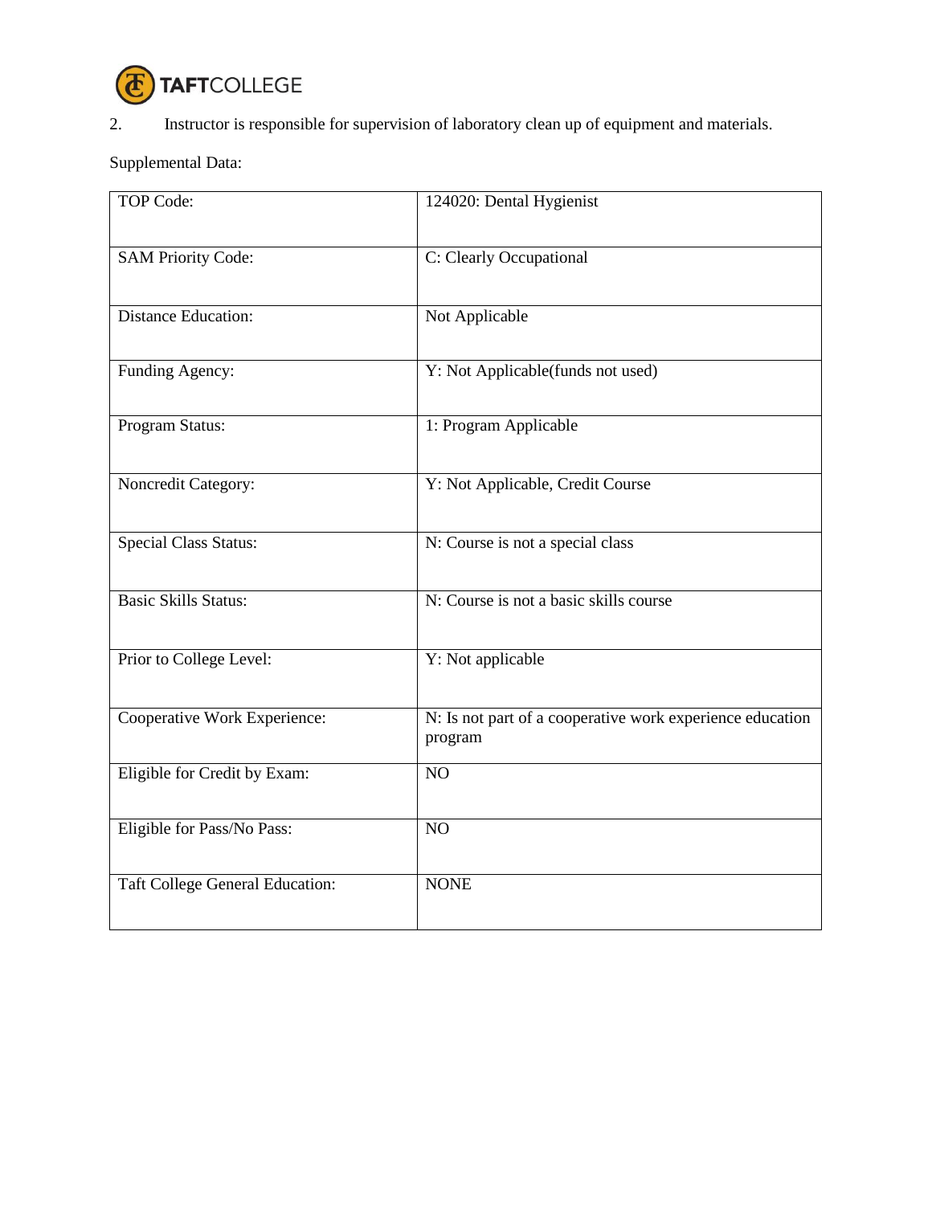2. Instructor is responsible for supervision of laboratory clean up of equipment and materials.

Supplemental Data:

| | |
|---|---|
| TOP Code: | 124020: Dental Hygienist |
| SAM Priority Code: | C: Clearly Occupational |
| Distance Education: | Not Applicable |
| Funding Agency: | Y: Not Applicable(funds not used) |
| Program Status: | 1: Program Applicable |
| Noncredit Category: | Y: Not Applicable, Credit Course |
| Special Class Status: | N: Course is not a special class |
| Basic Skills Status: | N: Course is not a basic skills course |
| Prior to College Level: | Y: Not applicable |
| Cooperative Work Experience: | N: Is not part of a cooperative work experience education program |
| Eligible for Credit by Exam: | NO |
| Eligible for Pass/No Pass: | NO |
| Taft College General Education: | NONE |